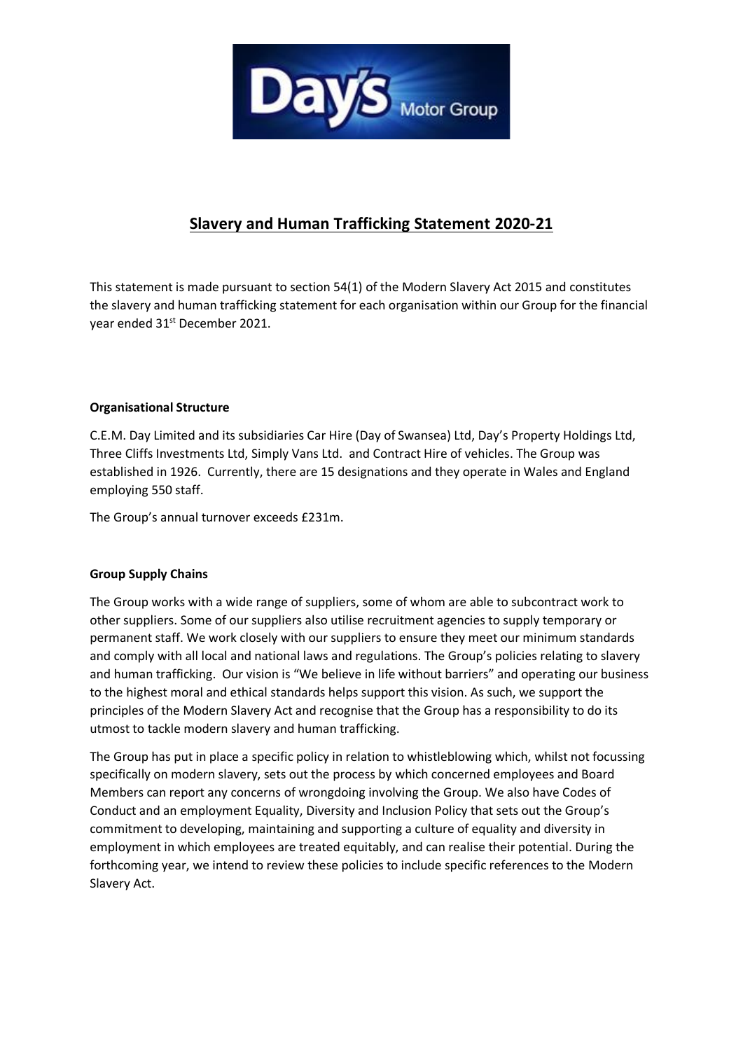# Slavery and Human Trafficking Statement 2020-21

This statement is made pursuant to section 54(1) of the Modern Slavery Act 2015 and constitutes the slavery and human trafficking statement for each organisation within our Group for the financial year ended 31st December 2021.

**Organisational Structure**

C.E.M. Day Limited and its subsidiaries Car Hire (Day of Swansea) Ltd, Day's Property Holdings Ltd, Three Cliffs Investments Ltd, Simply Vans Ltd. and Contract Hire of vehicles. The Group was established in 1926. Currently, there are 15 designations and they operate in Wales and England employing 550 staff.

The Group's annual turnover exceeds £231m.

**Group Supply Chains**

The Group works with a wide range of suppliers, some of whom are able to subcontract work to other suppliers. Some of our suppliers also utilise recruitment agencies to supply temporary or permanent staff. We work closely with our suppliers to ensure they meet our minimum standards and comply with all local and national laws and regulations. The Group's policies relating to slavery and human trafficking. Our vision is "We believe in life without barriers" and operating our business to the highest moral and ethical standards helps support this vision. As such, we support the principles of the Modern Slavery Act and recognise that the Group has a responsibility to do its utmost to tackle modern slavery and human trafficking.

The Group has put in place a specific policy in relation to whistleblowing which, whilst not focussing specifically on modern slavery, sets out the process by which concerned employees and Board Members can report any concerns of wrongdoing involving the Group. We also have Codes of Conduct and an employment Equality, Diversity and Inclusion Policy that sets out the Group's commitment to developing, maintaining and supporting a culture of equality and diversity in employment in which employees are treated equitably, and can realise their potential. During the forthcoming year, we intend to review these policies to include specific references to the Modern Slavery Act.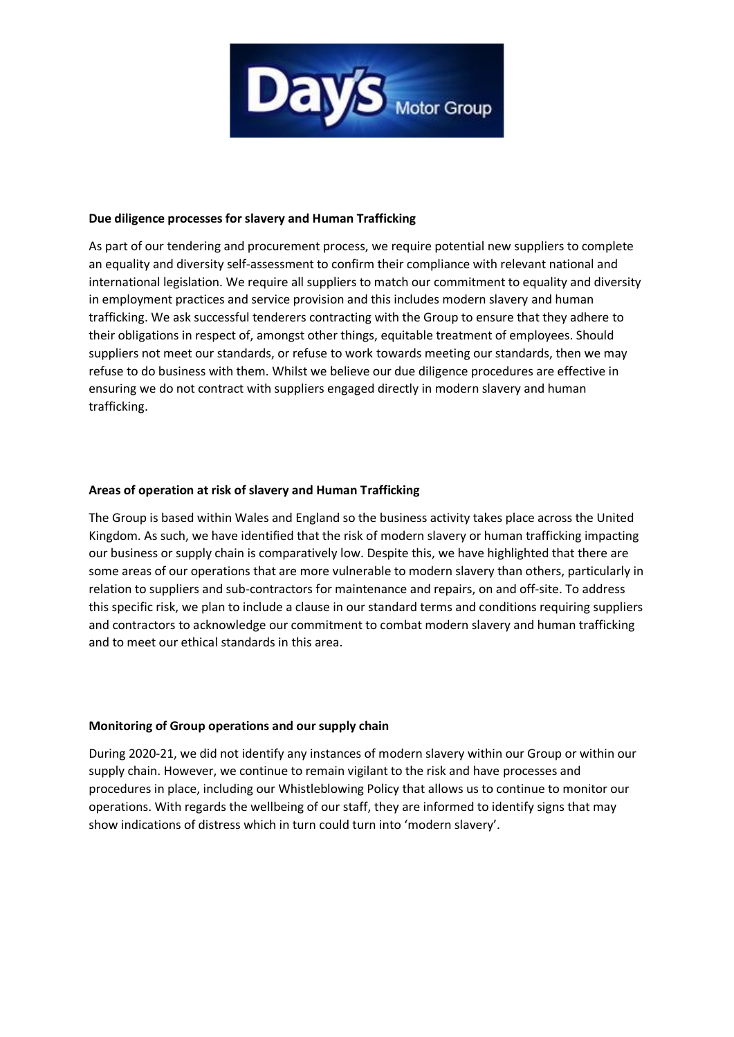### Due diligence processes for slavery and Human Trafficking

As part of our tendering and procurement process, we require potential new suppliers to complete an equality and diversity self-assessment to confirm their compliance with relevant national and international legislation. We require all suppliers to match our commitment to equality and diversity in employment practices and service provision and this includes modern slavery and human trafficking. We ask successful tenderers contracting with the Group to ensure that they adhere to their obligations in respect of, amongst other things, equitable treatment of employees. Should suppliers not meet our standards, or refuse to work towards meeting our standards, then we may refuse to do business with them. Whilst we believe our due diligence procedures are effective in ensuring we do not contract with suppliers engaged directly in modern slavery and human trafficking.

### Areas of operation at risk of slavery and Human Trafficking

The Group is based within Wales and England so the business activity takes place across the United Kingdom. As such, we have identified that the risk of modern slavery or human trafficking impacting our business or supply chain is comparatively low. Despite this, we have highlighted that there are some areas of our operations that are more vulnerable to modern slavery than others, particularly in relation to suppliers and sub-contractors for maintenance and repairs, on and off-site. To address this specific risk, we plan to include a clause in our standard terms and conditions requiring suppliers and contractors to acknowledge our commitment to combat modern slavery and human trafficking and to meet our ethical standards in this area.

### Monitoring of Group operations and our supply chain

During 2020-21, we did not identify any instances of modern slavery within our Group or within our supply chain. However, we continue to remain vigilant to the risk and have processes and procedures in place, including our Whistleblowing Policy that allows us to continue to monitor our operations. With regards the wellbeing of our staff, they are informed to identify signs that may show indications of distress which in turn could turn into 'modern slavery'.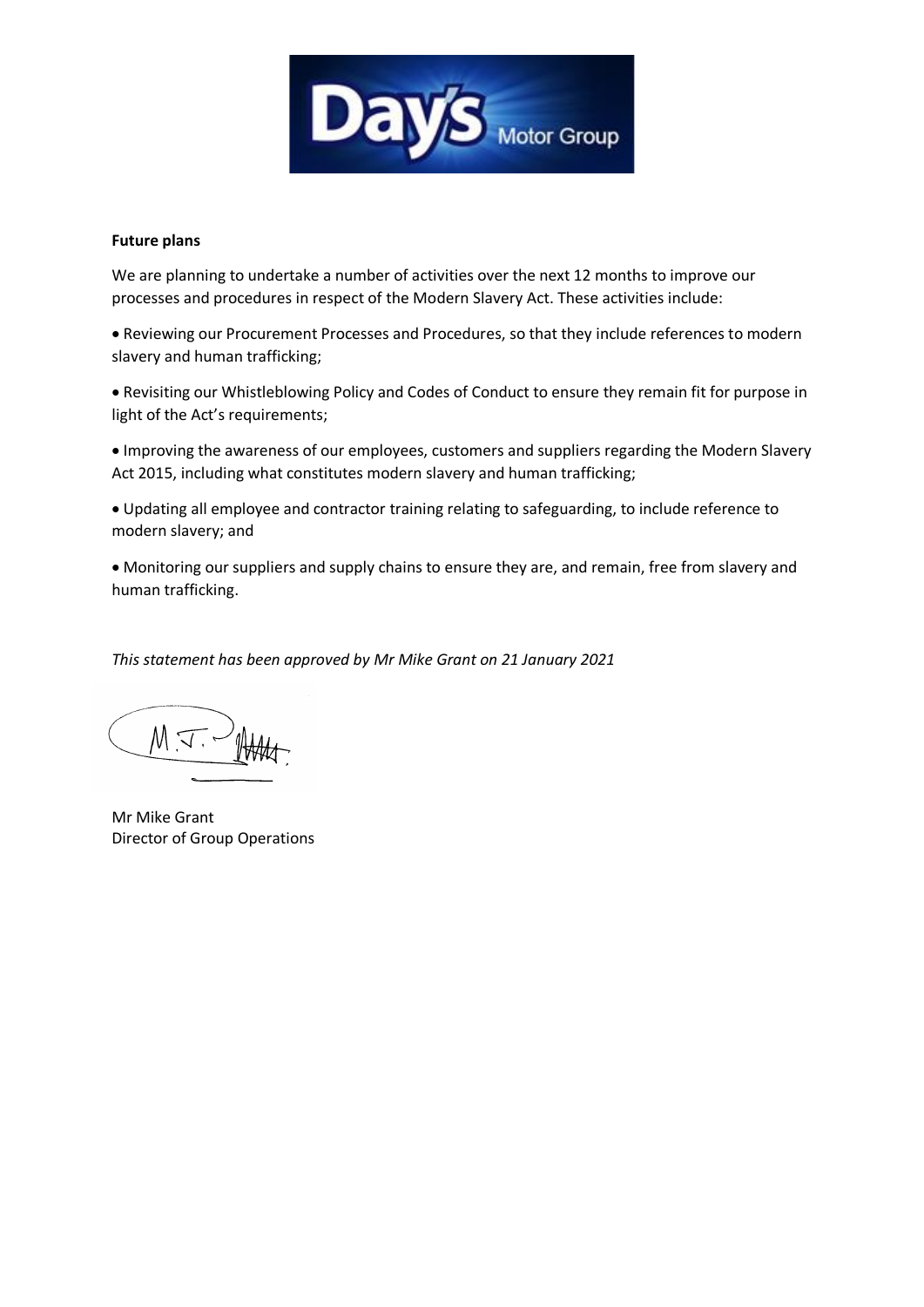**Future plans**

We are planning to undertake a number of activities over the next 12 months to improve our processes and procedures in respect of the Modern Slavery Act. These activities include:

- Reviewing our Procurement Processes and Procedures, so that they include references to modern slavery and human trafficking;
- Revisiting our Whistleblowing Policy and Codes of Conduct to ensure they remain fit for purpose in light of the Act's requirements;
- Improving the awareness of our employees, customers and suppliers regarding the Modern Slavery Act 2015, including what constitutes modern slavery and human trafficking;
- Updating all employee and contractor training relating to safeguarding, to include reference to modern slavery; and
- Monitoring our suppliers and supply chains to ensure they are, and remain, free from slavery and human trafficking.

*This statement has been approved by Mr Mike Grant on 21 January 2021*

Mr Mike Grant
Director of Group Operations